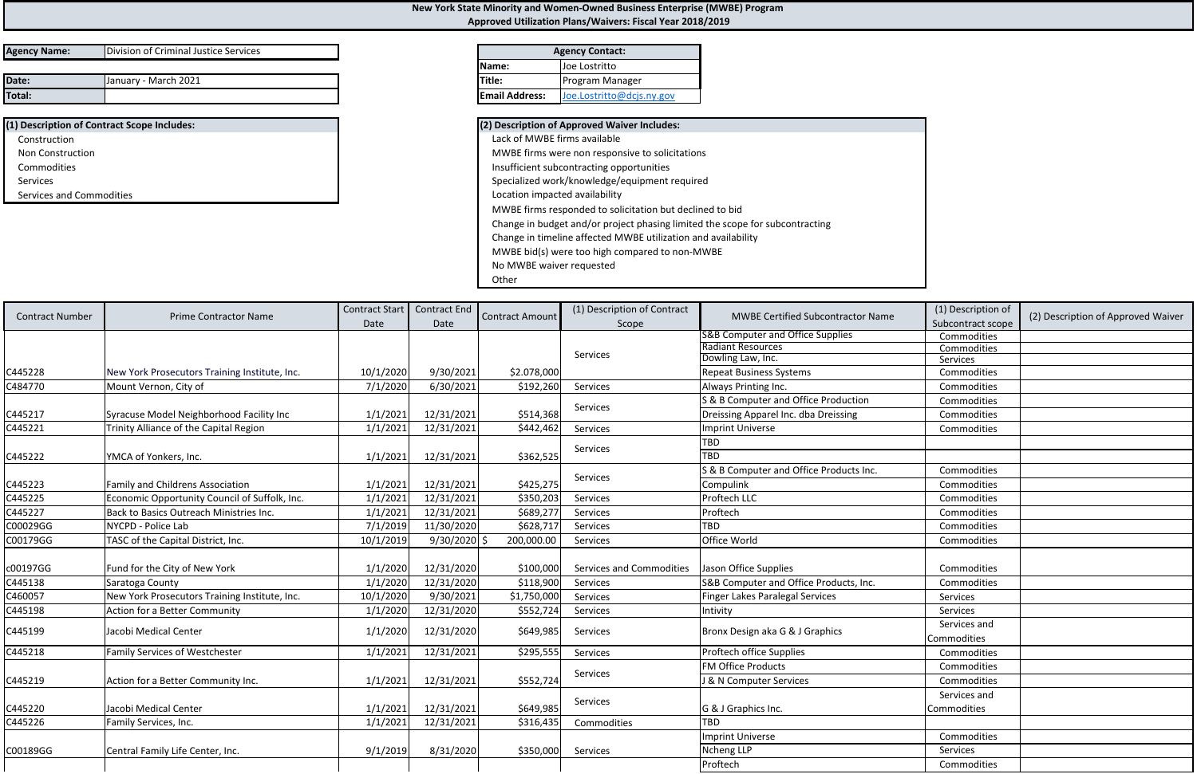**New York State Minority and Women-Owned Business Enterprise (MWBE) Program**
**Approved Utilization Plans/Waivers: Fiscal Year 2018/2019**

| Agency Name: | Division of Criminal Justice Services |
|---|---|
| Date: | January - March 2021 |
| Total: | |

| Agency Contact: | |
|---|---|
| Name: | Joe Lostritto |
| Title: | Program Manager |
| Email Address: | Joe.Lostritto@dcjs.ny.gov |

**(1) Description of Contract Scope Includes:**
- Construction
- Non Construction
- Commodities
- Services
- Services and Commodities

**(2) Description of Approved Waiver Includes:**
- Lack of MWBE firms available
- MWBE firms were non responsive to solicitations
- Insufficient subcontracting opportunities
- Specialized work/knowledge/equipment required
- Location impacted availability
- MWBE firms responded to solicitation but declined to bid
- Change in budget and/or project phasing limited the scope for subcontracting
- Change in timeline affected MWBE utilization and availability
- MWBE bid(s) were too high compared to non-MWBE
- No MWBE waiver requested
- Other

| Contract Number | Prime Contractor Name | Contract Start Date | Contract End Date | Contract Amount | (1) Description of Contract Scope | MWBE Certified Subcontractor Name | (1) Description of Subcontract scope | (2) Description of Approved Waiver |
|---|---|---|---|---|---|---|---|---|
| C445228 | New York Prosecutors Training Institute, Inc. | 10/1/2020 | 9/30/2021 | $2.078,000 | Services | S&B Computer and Office Supplies | Commodities | |
| | | | | | | Radiant Resources | Commodities | |
| | | | | | | Dowling Law, Inc. | Services | |
| | | | | | | Repeat Business Systems | Commodities | |
| C484770 | Mount Vernon, City of | 7/1/2020 | 6/30/2021 | $192,260 | Services | Always Printing Inc. | Commodities | |
| C445217 | Syracuse Model Neighborhood Facility Inc | 1/1/2021 | 12/31/2021 | $514,368 | Services | S & B Computer and Office Production | Commodities | |
| | | | | | | Dreissing Apparel Inc. dba Dreissing | Commodities | |
| C445221 | Trinity Alliance of the Capital Region | 1/1/2021 | 12/31/2021 | $442,462 | Services | Imprint Universe | Commodities | |
| C445222 | YMCA of Yonkers, Inc. | 1/1/2021 | 12/31/2021 | $362,525 | Services | TBD | | |
| | | | | | | TBD | | |
| C445223 | Family and Childrens Association | 1/1/2021 | 12/31/2021 | $425,275 | Services | S & B Computer and Office Products Inc. | Commodities | |
| | | | | | | Compulink | Commodities | |
| C445225 | Economic Opportunity Council of Suffolk, Inc. | 1/1/2021 | 12/31/2021 | $350,203 | Services | Proftech LLC | Commodities | |
| C445227 | Back to Basics Outreach Ministries Inc. | 1/1/2021 | 12/31/2021 | $689,277 | Services | Proftech | Commodities | |
| C00029GG | NYCPD - Police Lab | 7/1/2019 | 11/30/2020 | $628,717 | Services | TBD | Commodities | |
| C00179GG | TASC of the Capital District, Inc. | 10/1/2019 | 9/30/2020 | $ 200,000.00 | Services | Office World | Commodities | |
| c00197GG | Fund for the City of New York | 1/1/2020 | 12/31/2020 | $100,000 | Services and Commodities | Jason Office Supplies | Commodities | |
| C445138 | Saratoga County | 1/1/2020 | 12/31/2020 | $118,900 | Services | S&B Computer and Office Products, Inc. | Commodities | |
| C460057 | New York Prosecutors Training Institute, Inc. | 10/1/2020 | 9/30/2021 | $1,750,000 | Services | Finger Lakes Paralegal Services | Services | |
| C445198 | Action for a Better Community | 1/1/2020 | 12/31/2020 | $552,724 | Services | Intivity | Services | |
| C445199 | Jacobi Medical Center | 1/1/2020 | 12/31/2020 | $649,985 | Services | Bronx Design aka G & J Graphics | Services and Commodities | |
| C445218 | Family Services of Westchester | 1/1/2021 | 12/31/2021 | $295,555 | Services | Proftech office Supplies | Commodities | |
| C445219 | Action for a Better Community Inc. | 1/1/2021 | 12/31/2021 | $552,724 | Services | FM Office Products | Commodities | |
| | | | | | | J & N Computer Services | Commodities | |
| C445220 | Jacobi Medical Center | 1/1/2021 | 12/31/2021 | $649,985 | Services | G & J Graphics Inc. | Services and Commodities | |
| C445226 | Family Services, Inc. | 1/1/2021 | 12/31/2021 | $316,435 | Commodities | TBD | | |
| C00189GG | Central Family Life Center, Inc. | 9/1/2019 | 8/31/2020 | $350,000 | Services | Imprint Universe | Commodities | |
| | | | | | | Ncheng LLP | Services | |
| | | | | | | Proftech | Commodities | |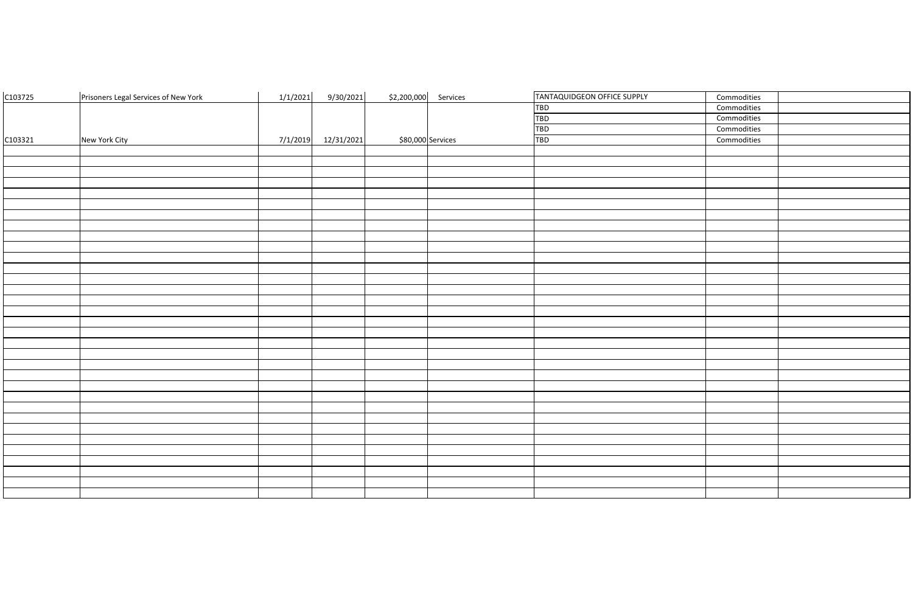| | | | | | | | | |
|---|---|---|---|---|---|---|---|---|
| C103725 | Prisoners Legal Services of New York | 1/1/2021 | 9/30/2021 | $2,200,000 | Services | TANTAQUIDGEON OFFICE SUPPLY | Commodities | |
| | | | | | | TBD | Commodities | |
| | | | | | | TBD | Commodities | |
| | | | | | | TBD | Commodities | |
| C103321 | New York City | 7/1/2019 | 12/31/2021 | $80,000 | Services | TBD | Commodities | |